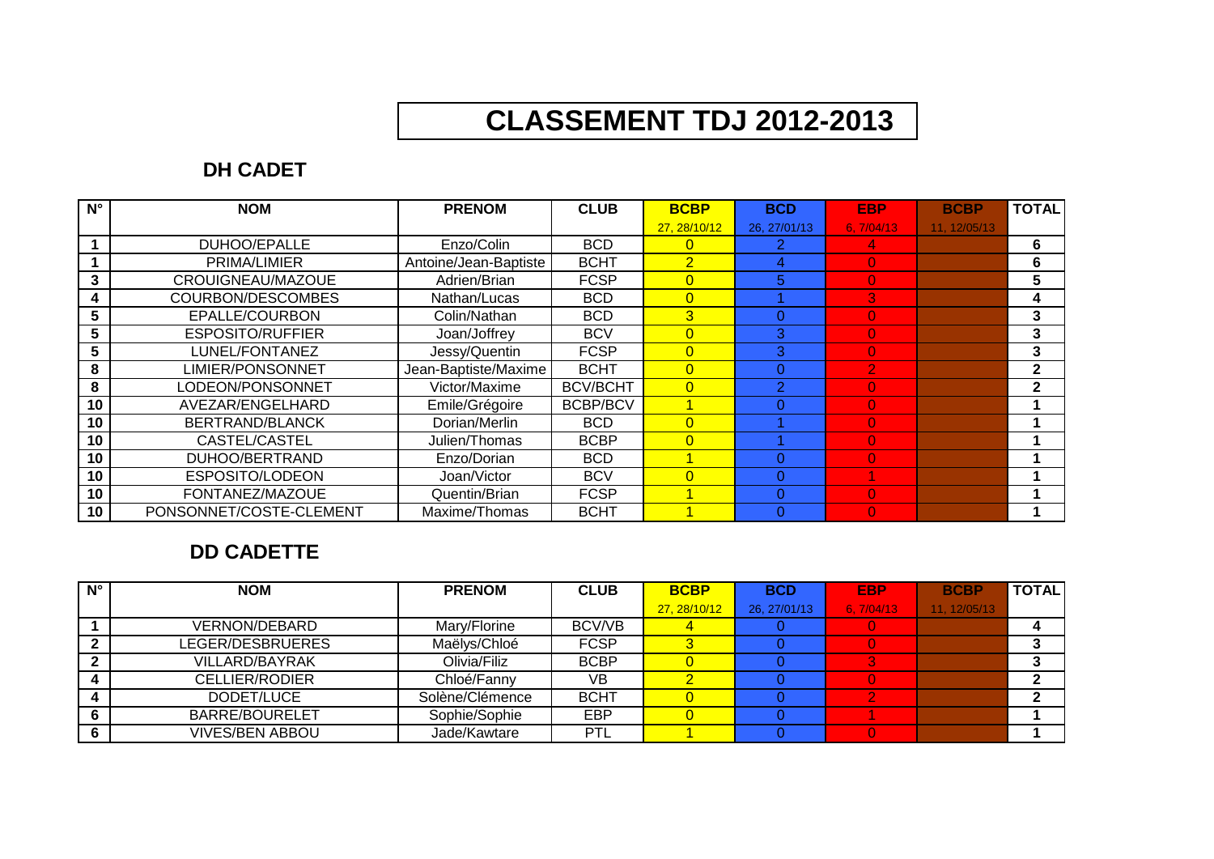# CLASSEMENT TDJ 2012-2013

## DH CADET

| N° | NOM | PRENOM | CLUB | BCBP 27, 28/10/12 | BCD 26, 27/01/13 | EBP 6, 7/04/13 | BCBP 11, 12/05/13 | TOTAL |
|---|---|---|---|---|---|---|---|---|
| 1 | DUHOO/EPALLE | Enzo/Colin | BCD | 0 | 2 | 4 | | 6 |
| 1 | PRIMA/LIMIER | Antoine/Jean-Baptiste | BCHT | 2 | 4 | 0 | | 6 |
| 3 | CROUIGNEAU/MAZOUE | Adrien/Brian | FCSP | 0 | 5 | 0 | | 5 |
| 4 | COURBON/DESCOMBES | Nathan/Lucas | BCD | 0 | 1 | 3 | | 4 |
| 5 | EPALLE/COURBON | Colin/Nathan | BCD | 3 | 0 | 0 | | 3 |
| 5 | ESPOSITO/RUFFIER | Joan/Joffrey | BCV | 0 | 3 | 0 | | 3 |
| 5 | LUNEL/FONTANEZ | Jessy/Quentin | FCSP | 0 | 3 | 0 | | 3 |
| 8 | LIMIER/PONSONNET | Jean-Baptiste/Maxime | BCHT | 0 | 0 | 2 | | 2 |
| 8 | LODEON/PONSONNET | Victor/Maxime | BCV/BCHT | 0 | 2 | 0 | | 2 |
| 10 | AVEZAR/ENGELHARD | Emile/Grégoire | BCBP/BCV | 1 | 0 | 0 | | 1 |
| 10 | BERTRAND/BLANCK | Dorian/Merlin | BCD | 0 | 1 | 0 | | 1 |
| 10 | CASTEL/CASTEL | Julien/Thomas | BCBP | 0 | 1 | 0 | | 1 |
| 10 | DUHOO/BERTRAND | Enzo/Dorian | BCD | 1 | 0 | 0 | | 1 |
| 10 | ESPOSITO/LODEON | Joan/Victor | BCV | 0 | 0 | 1 | | 1 |
| 10 | FONTANEZ/MAZOUE | Quentin/Brian | FCSP | 1 | 0 | 0 | | 1 |
| 10 | PONSONNET/COSTE-CLEMENT | Maxime/Thomas | BCHT | 1 | 0 | 0 | | 1 |

## DD CADETTE

| N° | NOM | PRENOM | CLUB | BCBP 27, 28/10/12 | BCD 26, 27/01/13 | EBP 6, 7/04/13 | BCBP 11, 12/05/13 | TOTAL |
|---|---|---|---|---|---|---|---|---|
| 1 | VERNON/DEBARD | Mary/Florine | BCV/VB | 4 | 0 | 0 | | 4 |
| 2 | LEGER/DESBRUERES | Maëlys/Chloé | FCSP | 3 | 0 | 0 | | 3 |
| 2 | VILLARD/BAYRAK | Olivia/Filiz | BCBP | 0 | 0 | 3 | | 3 |
| 4 | CELLIER/RODIER | Chloé/Fanny | VB | 2 | 0 | 0 | | 2 |
| 4 | DODET/LUCE | Solène/Clémence | BCHT | 0 | 0 | 2 | | 2 |
| 6 | BARRE/BOURELET | Sophie/Sophie | EBP | 0 | 0 | 1 | | 1 |
| 6 | VIVES/BEN ABBOU | Jade/Kawtare | PTL | 1 | 0 | 0 | | 1 |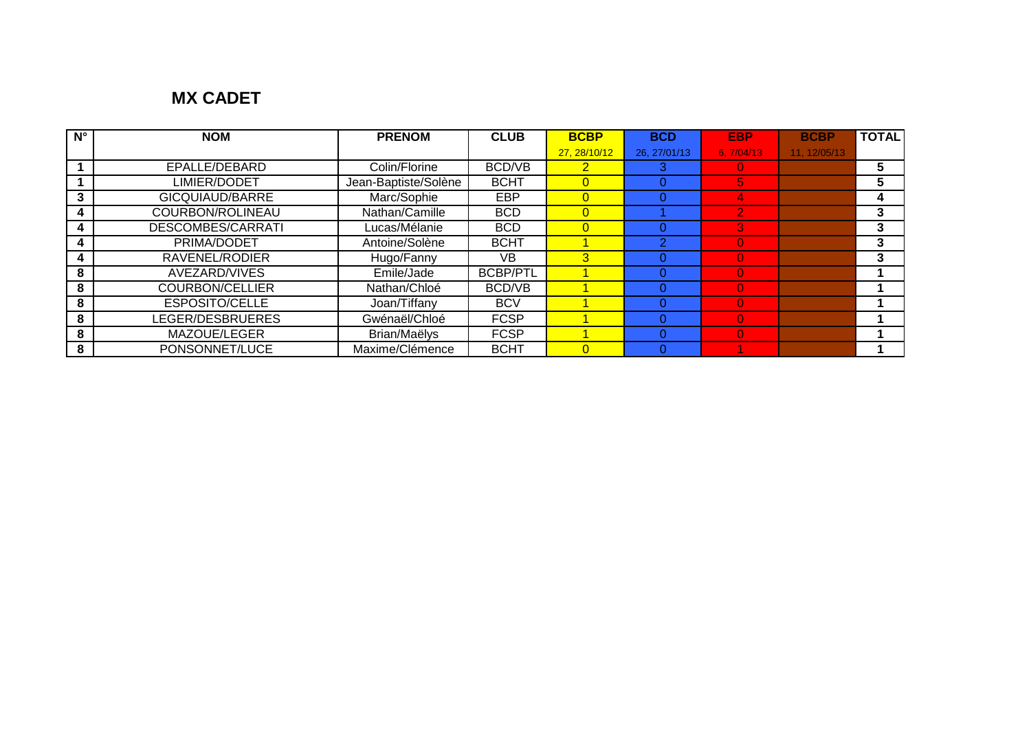## MX CADET

| N° | NOM | PRENOM | CLUB | BCBP<br>27, 28/10/12 | BCD<br>26, 27/01/13 | EBP<br>6, 7/04/13 | BCBP<br>11, 12/05/13 | TOTAL |
|---|---|---|---|---|---|---|---|---|
| 1 | EPALLE/DEBARD | Colin/Florine | BCD/VB | 2 | 3 | 0 | | 5 |
| 1 | LIMIER/DODET | Jean-Baptiste/Solène | BCHT | 0 | 0 | 5 | | 5 |
| 3 | GICQUIAUD/BARRE | Marc/Sophie | EBP | 0 | 0 | 4 | | 4 |
| 4 | COURBON/ROLINEAU | Nathan/Camille | BCD | 0 | 1 | 2 | | 3 |
| 4 | DESCOMBES/CARRATI | Lucas/Mélanie | BCD | 0 | 0 | 3 | | 3 |
| 4 | PRIMA/DODET | Antoine/Solène | BCHT | 1 | 2 | 0 | | 3 |
| 4 | RAVENEL/RODIER | Hugo/Fanny | VB | 3 | 0 | 0 | | 3 |
| 8 | AVEZARD/VIVES | Emile/Jade | BCBP/PTL | 1 | 0 | 0 | | 1 |
| 8 | COURBON/CELLIER | Nathan/Chloé | BCD/VB | 1 | 0 | 0 | | 1 |
| 8 | ESPOSITO/CELLE | Joan/Tiffany | BCV | 1 | 0 | 0 | | 1 |
| 8 | LEGER/DESBRUERES | Gwénaël/Chloé | FCSP | 1 | 0 | 0 | | 1 |
| 8 | MAZOUE/LEGER | Brian/Maëlys | FCSP | 1 | 0 | 0 | | 1 |
| 8 | PONSONNET/LUCE | Maxime/Clémence | BCHT | 0 | 0 | 1 | | 1 |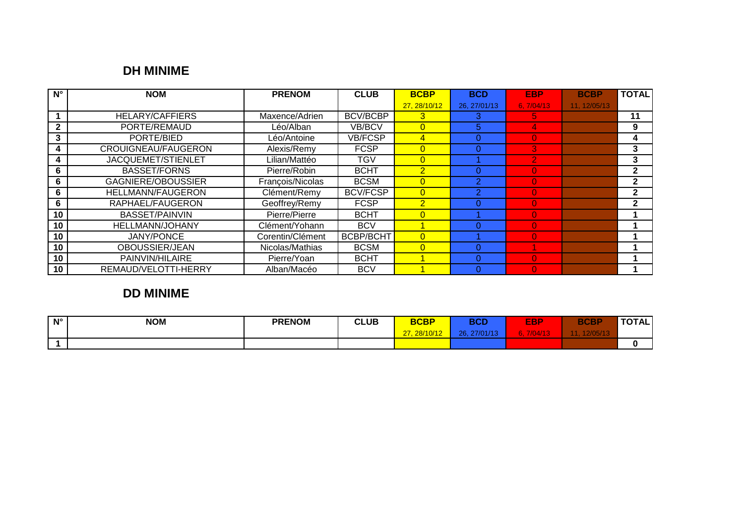## DH MINIME

| N° | NOM | PRENOM | CLUB | BCBP | BCD | EBP | BCBP | TOTAL |
|---|---|---|---|---|---|---|---|---|
| | | | | 27, 28/10/12 | 26, 27/01/13 | 6, 7/04/13 | 11, 12/05/13 | |
| 1 | HELARY/CAFFIERS | Maxence/Adrien | BCV/BCBP | 3 | 3 | 5 | | 11 |
| 2 | PORTE/REMAUD | Léo/Alban | VB/BCV | 0 | 5 | 4 | | 9 |
| 3 | PORTE/BIED | Léo/Antoine | VB/FCSP | 4 | 0 | 0 | | 4 |
| 4 | CROUIGNEAU/FAUGERON | Alexis/Remy | FCSP | 0 | 0 | 3 | | 3 |
| 4 | JACQUEMET/STIENLET | Lilian/Mattéo | TGV | 0 | 1 | 2 | | 3 |
| 6 | BASSET/FORNS | Pierre/Robin | BCHT | 2 | 0 | 0 | | 2 |
| 6 | GAGNIERE/OBOUSSIER | François/Nicolas | BCSM | 0 | 2 | 0 | | 2 |
| 6 | HELLMANN/FAUGERON | Clément/Remy | BCV/FCSP | 0 | 2 | 0 | | 2 |
| 6 | RAPHAEL/FAUGERON | Geoffrey/Remy | FCSP | 2 | 0 | 0 | | 2 |
| 10 | BASSET/PAINVIN | Pierre/Pierre | BCHT | 0 | 1 | 0 | | 1 |
| 10 | HELLMANN/JOHANY | Clément/Yohann | BCV | 1 | 0 | 0 | | 1 |
| 10 | JANY/PONCE | Corentin/Clément | BCBP/BCHT | 0 | 1 | 0 | | 1 |
| 10 | OBOUSSIER/JEAN | Nicolas/Mathias | BCSM | 0 | 0 | 1 | | 1 |
| 10 | PAINVIN/HILAIRE | Pierre/Yoan | BCHT | 1 | 0 | 0 | | 1 |
| 10 | REMAUD/VELOTTI-HERRY | Alban/Macéo | BCV | 1 | 0 | 0 | | 1 |

## DD MINIME

| N° | NOM | PRENOM | CLUB | BCBP | BCD | EBP | BCBP | TOTAL |
|---|---|---|---|---|---|---|---|---|
| | | | | 27, 28/10/12 | 26, 27/01/13 | 6, 7/04/13 | 11, 12/05/13 | |
| 1 | | | | | | | | 0 |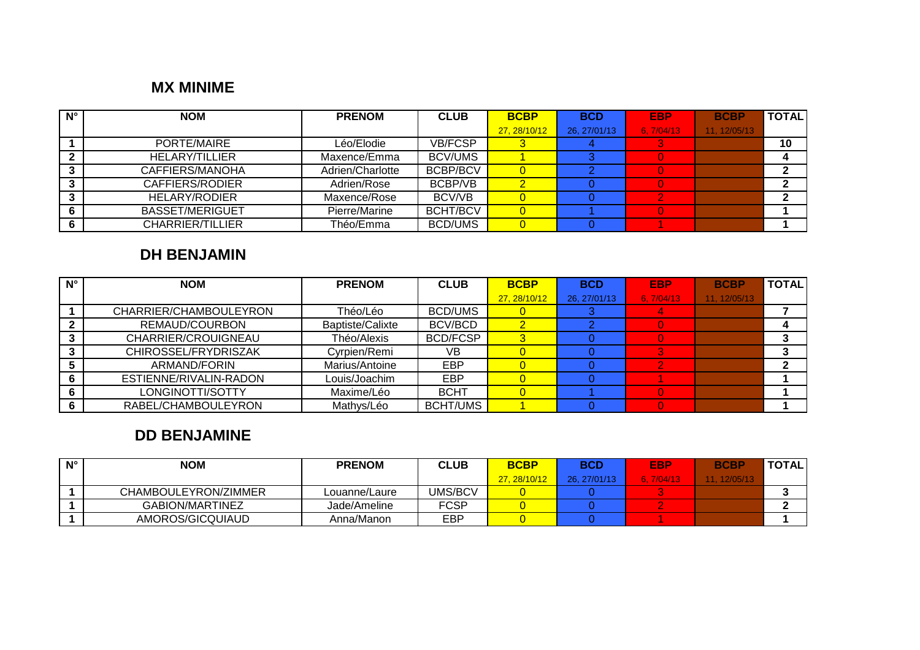## MX MINIME

| N° | NOM | PRENOM | CLUB | BCBP | BCD | EBP | BCBP | TOTAL |
|---|---|---|---|---|---|---|---|---|
| | | | | 27, 28/10/12 | 26, 27/01/13 | 6, 7/04/13 | 11, 12/05/13 | |
| 1 | PORTE/MAIRE | Léo/Elodie | VB/FCSP | 3 | 4 | 3 | | 10 |
| 2 | HELARY/TILLIER | Maxence/Emma | BCV/UMS | 1 | 3 | 0 | | 4 |
| 3 | CAFFIERS/MANOHA | Adrien/Charlotte | BCBP/BCV | 0 | 2 | 0 | | 2 |
| 3 | CAFFIERS/RODIER | Adrien/Rose | BCBP/VB | 2 | 0 | 0 | | 2 |
| 3 | HELARY/RODIER | Maxence/Rose | BCV/VB | 0 | 0 | 2 | | 2 |
| 6 | BASSET/MERIGUET | Pierre/Marine | BCHT/BCV | 0 | 1 | 0 | | 1 |
| 6 | CHARRIER/TILLIER | Théo/Emma | BCD/UMS | 0 | 0 | 1 | | 1 |

## DH BENJAMIN

| N° | NOM | PRENOM | CLUB | BCBP | BCD | EBP | BCBP | TOTAL |
|---|---|---|---|---|---|---|---|---|
| | | | | 27, 28/10/12 | 26, 27/01/13 | 6, 7/04/13 | 11, 12/05/13 | |
| 1 | CHARRIER/CHAMBOULEYRON | Théo/Léo | BCD/UMS | 0 | 3 | 4 | | 7 |
| 2 | REMAUD/COURBON | Baptiste/Calixte | BCV/BCD | 2 | 2 | 0 | | 4 |
| 3 | CHARRIER/CROUIGNEAU | Théo/Alexis | BCD/FCSP | 3 | 0 | 0 | | 3 |
| 3 | CHIROSSEL/FRYDRISZAK | Cyrpien/Remi | VB | 0 | 0 | 3 | | 3 |
| 5 | ARMAND/FORIN | Marius/Antoine | EBP | 0 | 0 | 2 | | 2 |
| 6 | ESTIENNE/RIVALIN-RADON | Louis/Joachim | EBP | 0 | 0 | 1 | | 1 |
| 6 | LONGINOTTI/SOTTY | Maxime/Léo | BCHT | 0 | 1 | 0 | | 1 |
| 6 | RABEL/CHAMBOULEYRON | Mathys/Léo | BCHT/UMS | 1 | 0 | 0 | | 1 |

## DD BENJAMINE

| N° | NOM | PRENOM | CLUB | BCBP | BCD | EBP | BCBP | TOTAL |
|---|---|---|---|---|---|---|---|---|
| | | | | 27, 28/10/12 | 26, 27/01/13 | 6, 7/04/13 | 11, 12/05/13 | |
| 1 | CHAMBOULEYRON/ZIMMER | Louanne/Laure | UMS/BCV | 0 | 0 | 3 | | 3 |
| 1 | GABION/MARTINEZ | Jade/Ameline | FCSP | 0 | 0 | 2 | | 2 |
| 1 | AMOROS/GICQUIAUD | Anna/Manon | EBP | 0 | 0 | 1 | | 1 |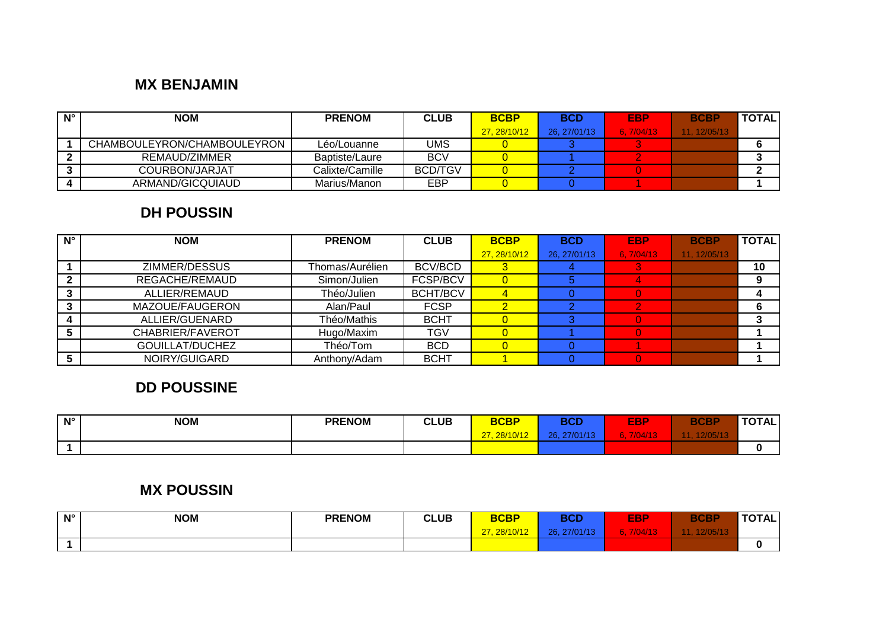## MX BENJAMIN

| N° | NOM | PRENOM | CLUB | BCBP | BCD | EBP | BCBP | TOTAL |
|---|---|---|---|---|---|---|---|---|
| | | | | 27, 28/10/12 | 26, 27/01/13 | 6, 7/04/13 | 11, 12/05/13 | |
| 1 | CHAMBOULEYRON/CHAMBOULEYRON | Léo/Louanne | UMS | 0 | 3 | 3 | | 6 |
| 2 | REMAUD/ZIMMER | Baptiste/Laure | BCV | 0 | 1 | 2 | | 3 |
| 3 | COURBON/JARJAT | Calixte/Camille | BCD/TGV | 0 | 2 | 0 | | 2 |
| 4 | ARMAND/GICQUIAUD | Marius/Manon | EBP | 0 | 0 | 1 | | 1 |

## DH POUSSIN

| N° | NOM | PRENOM | CLUB | BCBP | BCD | EBP | BCBP | TOTAL |
|---|---|---|---|---|---|---|---|---|
| | | | | 27, 28/10/12 | 26, 27/01/13 | 6, 7/04/13 | 11, 12/05/13 | |
| 1 | ZIMMER/DESSUS | Thomas/Aurélien | BCV/BCD | 3 | 4 | 3 | | 10 |
| 2 | REGACHE/REMAUD | Simon/Julien | FCSP/BCV | 0 | 5 | 4 | | 9 |
| 3 | ALLIER/REMAUD | Théo/Julien | BCHT/BCV | 4 | 0 | 0 | | 4 |
| 3 | MAZOUE/FAUGERON | Alan/Paul | FCSP | 2 | 2 | 2 | | 6 |
| 4 | ALLIER/GUENARD | Théo/Mathis | BCHT | 0 | 3 | 0 | | 3 |
| 5 | CHABRIER/FAVEROT | Hugo/Maxim | TGV | 0 | 1 | 0 | | 1 |
| | GOUILLAT/DUCHEZ | Théo/Tom | BCD | 0 | 0 | 1 | | 1 |
| 5 | NOIRY/GUIGARD | Anthony/Adam | BCHT | 1 | 0 | 0 | | 1 |

## DD POUSSINE

| N° | NOM | PRENOM | CLUB | BCBP | BCD | EBP | BCBP | TOTAL |
|---|---|---|---|---|---|---|---|---|
| | | | | 27, 28/10/12 | 26, 27/01/13 | 6, 7/04/13 | 11, 12/05/13 | |
| 1 | | | | | | | | 0 |

## MX POUSSIN

| N° | NOM | PRENOM | CLUB | BCBP | BCD | EBP | BCBP | TOTAL |
|---|---|---|---|---|---|---|---|---|
| | | | | 27, 28/10/12 | 26, 27/01/13 | 6, 7/04/13 | 11, 12/05/13 | |
| 1 | | | | | | | | 0 |